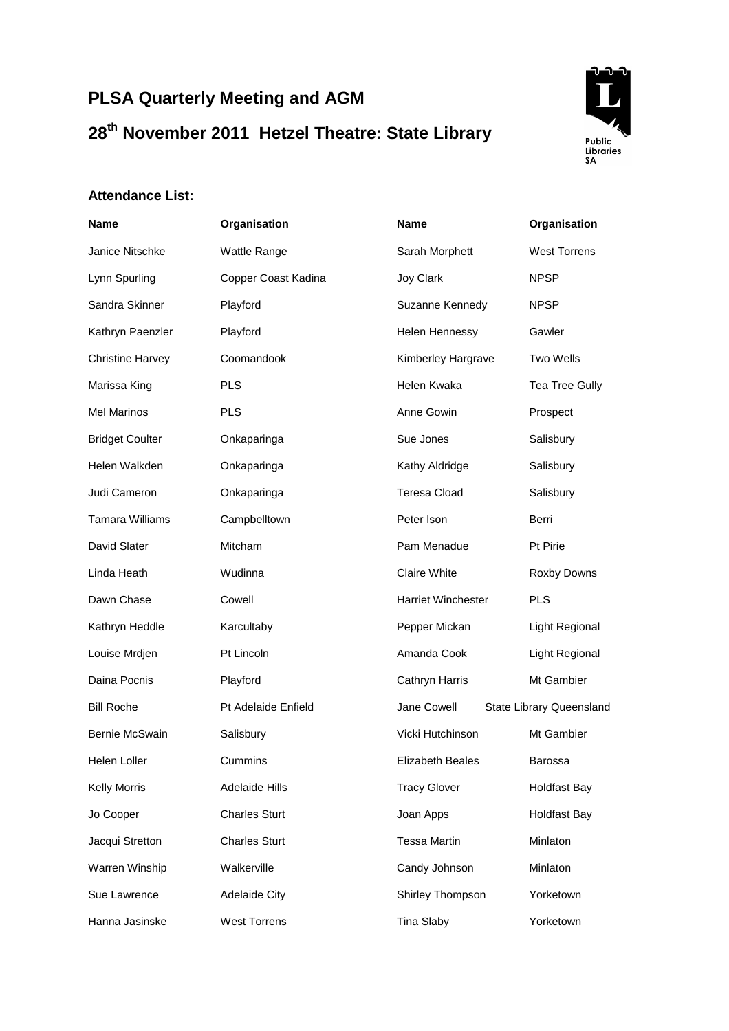# PLSA Quarterly Meeting and AGM

## 28th November 2011 Hetzel Theatre: State Library

Public Libraries SA

### Attendance List:

| Name | Organisation | Name | Organisation |
|---|---|---|---|
| Janice Nitschke | Wattle Range | Sarah Morphett | West Torrens |
| Lynn Spurling | Copper Coast Kadina | Joy Clark | NPSP |
| Sandra Skinner | Playford | Suzanne Kennedy | NPSP |
| Kathryn Paenzler | Playford | Helen Hennessy | Gawler |
| Christine Harvey | Coomandook | Kimberley Hargrave | Two Wells |
| Marissa King | PLS | Helen Kwaka | Tea Tree Gully |
| Mel Marinos | PLS | Anne Gowin | Prospect |
| Bridget Coulter | Onkaparinga | Sue Jones | Salisbury |
| Helen Walkden | Onkaparinga | Kathy Aldridge | Salisbury |
| Judi Cameron | Onkaparinga | Teresa Cload | Salisbury |
| Tamara Williams | Campbelltown | Peter Ison | Berri |
| David Slater | Mitcham | Pam Menadue | Pt Pirie |
| Linda Heath | Wudinna | Claire White | Roxby Downs |
| Dawn Chase | Cowell | Harriet Winchester | PLS |
| Kathryn Heddle | Karcultaby | Pepper Mickan | Light Regional |
| Louise Mrdjen | Pt Lincoln | Amanda Cook | Light Regional |
| Daina Pocnis | Playford | Cathryn Harris | Mt Gambier |
| Bill Roche | Pt Adelaide Enfield | Jane Cowell | State Library Queensland |
| Bernie McSwain | Salisbury | Vicki Hutchinson | Mt Gambier |
| Helen Loller | Cummins | Elizabeth Beales | Barossa |
| Kelly Morris | Adelaide Hills | Tracy Glover | Holdfast Bay |
| Jo Cooper | Charles Sturt | Joan Apps | Holdfast Bay |
| Jacqui Stretton | Charles Sturt | Tessa Martin | Minlaton |
| Warren Winship | Walkerville | Candy Johnson | Minlaton |
| Sue Lawrence | Adelaide City | Shirley Thompson | Yorketown |
| Hanna Jasinske | West Torrens | Tina Slaby | Yorketown |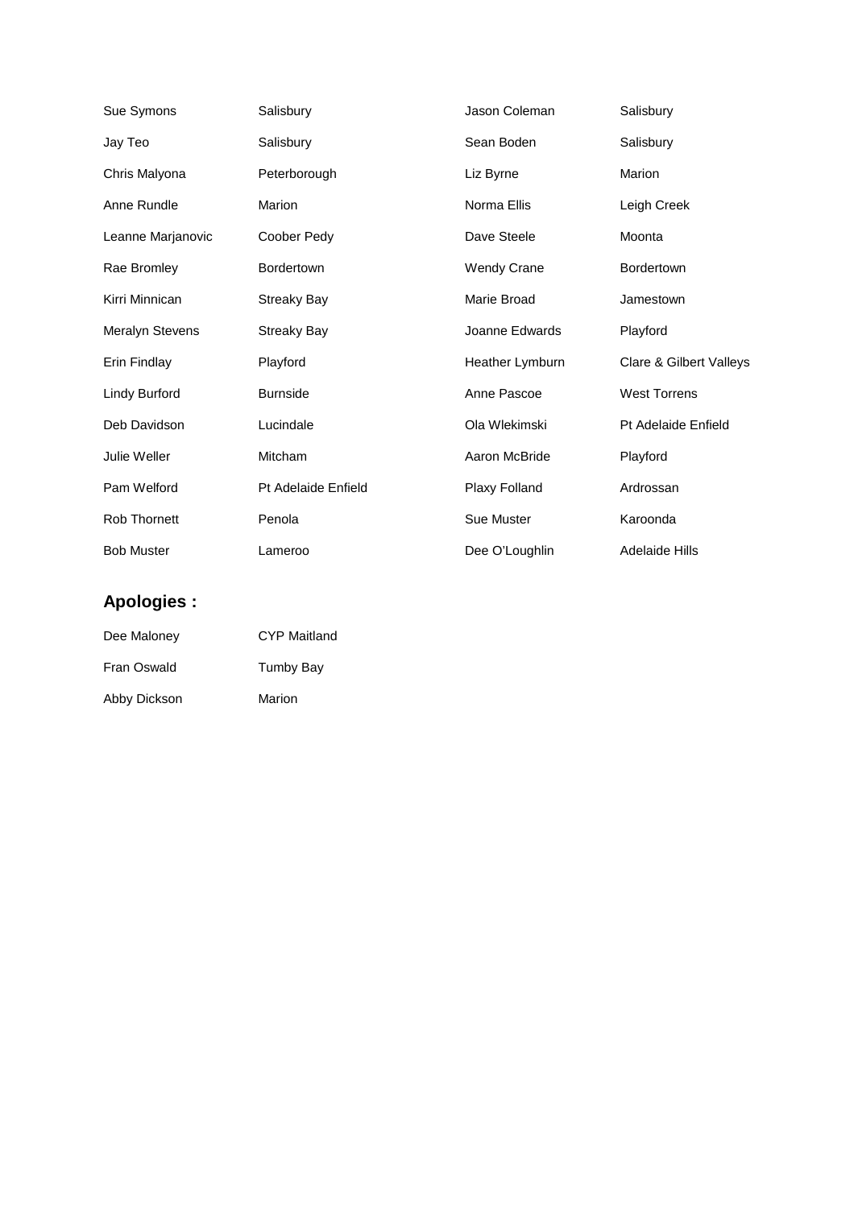| | | | |
|---|---|---|---|
| Sue Symons | Salisbury | Jason Coleman | Salisbury |
| Jay Teo | Salisbury | Sean Boden | Salisbury |
| Chris Malyona | Peterborough | Liz Byrne | Marion |
| Anne Rundle | Marion | Norma Ellis | Leigh Creek |
| Leanne Marjanovic | Coober Pedy | Dave Steele | Moonta |
| Rae Bromley | Bordertown | Wendy Crane | Bordertown |
| Kirri Minnican | Streaky Bay | Marie Broad | Jamestown |
| Meralyn Stevens | Streaky Bay | Joanne Edwards | Playford |
| Erin Findlay | Playford | Heather Lymburn | Clare & Gilbert Valleys |
| Lindy Burford | Burnside | Anne Pascoe | West Torrens |
| Deb Davidson | Lucindale | Ola Wlekimski | Pt Adelaide Enfield |
| Julie Weller | Mitcham | Aaron McBride | Playford |
| Pam Welford | Pt Adelaide Enfield | Plaxy Folland | Ardrossan |
| Rob Thornett | Penola | Sue Muster | Karoonda |
| Bob Muster | Lameroo | Dee O'Loughlin | Adelaide Hills |

## Apologies :

| | |
|---|---|
| Dee Maloney | CYP Maitland |
| Fran Oswald | Tumby Bay |
| Abby Dickson | Marion |